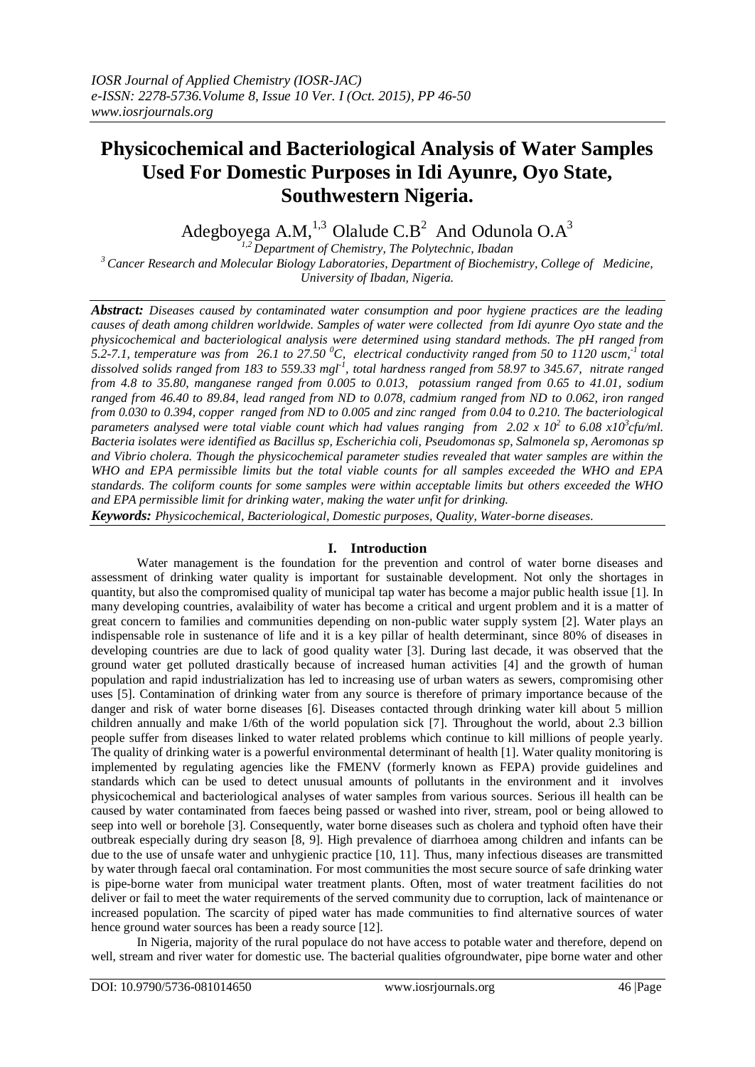# Physicochemical and Bacteriological Analysis of Water Samples Used For Domestic Purposes in Idi Ayunre, Oyo State, Southwestern Nigeria.

Adegboyega A.M,[1,3] Olalude C.B[2] And Odunola O.A[3]

[1,2] Department of Chemistry, The Polytechnic, Ibadan
[3] Cancer Research and Molecular Biology Laboratories, Department of Biochemistry, College of Medicine, University of Ibadan, Nigeria.

***Abstract:*** *Diseases caused by contaminated water consumption and poor hygiene practices are the leading causes of death among children worldwide. Samples of water were collected from Idi ayunre Oyo state and the physicochemical and bacteriological analysis were determined using standard methods. The pH ranged from 5.2-7.1, temperature was from 26.1 to 27.50 $^0C$, electrical conductivity ranged from 50 to 1120 uscm,$^{-1}$ total dissolved solids ranged from 183 to 559.33 mgl$^{-1}$, total hardness ranged from 58.97 to 345.67, nitrate ranged from 4.8 to 35.80, manganese ranged from 0.005 to 0.013, potassium ranged from 0.65 to 41.01, sodium ranged from 46.40 to 89.84, lead ranged from ND to 0.078, cadmium ranged from ND to 0.062, iron ranged from 0.030 to 0.394, copper ranged from ND to 0.005 and zinc ranged from 0.04 to 0.210. The bacteriological parameters analysed were total viable count which had values ranging from 2.02 x $10^2$ to 6.08 x$10^3$cfu/ml. Bacteria isolates were identified as Bacillus sp, Escherichia coli, Pseudomonas sp, Salmonela sp, Aeromonas sp and Vibrio cholera. Though the physicochemical parameter studies revealed that water samples are within the WHO and EPA permissible limits but the total viable counts for all samples exceeded the WHO and EPA standards. The coliform counts for some samples were within acceptable limits but others exceeded the WHO and EPA permissible limit for drinking water, making the water unfit for drinking.*

***Keywords:*** *Physicochemical, Bacteriological, Domestic purposes, Quality, Water-borne diseases.*

## I. Introduction

Water management is the foundation for the prevention and control of water borne diseases and assessment of drinking water quality is important for sustainable development. Not only the shortages in quantity, but also the compromised quality of municipal tap water has become a major public health issue [1]. In many developing countries, avalaibility of water has become a critical and urgent problem and it is a matter of great concern to families and communities depending on non-public water supply system [2]. Water plays an indispensable role in sustenance of life and it is a key pillar of health determinant, since 80% of diseases in developing countries are due to lack of good quality water [3]. During last decade, it was observed that the ground water get polluted drastically because of increased human activities [4] and the growth of human population and rapid industrialization has led to increasing use of urban waters as sewers, compromising other uses [5]. Contamination of drinking water from any source is therefore of primary importance because of the danger and risk of water borne diseases [6]. Diseases contacted through drinking water kill about 5 million children annually and make 1/6th of the world population sick [7]. Throughout the world, about 2.3 billion people suffer from diseases linked to water related problems which continue to kill millions of people yearly. The quality of drinking water is a powerful environmental determinant of health [1]. Water quality monitoring is implemented by regulating agencies like the FMENV (formerly known as FEPA) provide guidelines and standards which can be used to detect unusual amounts of pollutants in the environment and it involves physicochemical and bacteriological analyses of water samples from various sources. Serious ill health can be caused by water contaminated from faeces being passed or washed into river, stream, pool or being allowed to seep into well or borehole [3]. Consequently, water borne diseases such as cholera and typhoid often have their outbreak especially during dry season [8, 9]. High prevalence of diarrhoea among children and infants can be due to the use of unsafe water and unhygienic practice [10, 11]. Thus, many infectious diseases are transmitted by water through faecal oral contamination. For most communities the most secure source of safe drinking water is pipe-borne water from municipal water treatment plants. Often, most of water treatment facilities do not deliver or fail to meet the water requirements of the served community due to corruption, lack of maintenance or increased population. The scarcity of piped water has made communities to find alternative sources of water hence ground water sources has been a ready source [12].

In Nigeria, majority of the rural populace do not have access to potable water and therefore, depend on well, stream and river water for domestic use. The bacterial qualities ofgroundwater, pipe borne water and other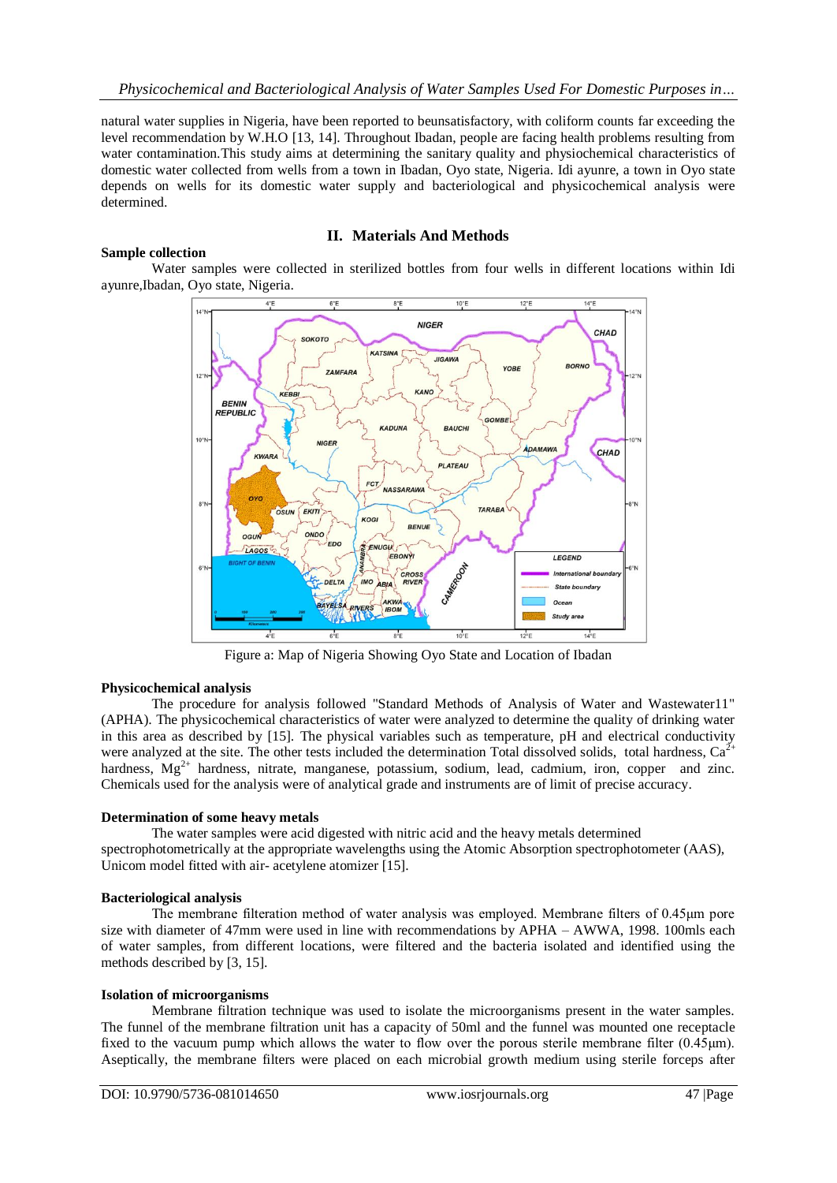natural water supplies in Nigeria, have been reported to beunsatisfactory, with coliform counts far exceeding the level recommendation by W.H.O [13, 14]. Throughout Ibadan, people are facing health problems resulting from water contamination.This study aims at determining the sanitary quality and physiochemical characteristics of domestic water collected from wells from a town in Ibadan, Oyo state, Nigeria. Idi ayunre, a town in Oyo state depends on wells for its domestic water supply and bacteriological and physicochemical analysis were determined.

## II. Materials And Methods

**Sample collection**

Water samples were collected in sterilized bottles from four wells in different locations within Idi ayunre,Ibadan, Oyo state, Nigeria.

Figure a: Map of Nigeria Showing Oyo State and Location of Ibadan

**Physicochemical analysis**

The procedure for analysis followed "Standard Methods of Analysis of Water and Wastewater11" (APHA). The physicochemical characteristics of water were analyzed to determine the quality of drinking water in this area as described by [15]. The physical variables such as temperature, pH and electrical conductivity were analyzed at the site. The other tests included the determination Total dissolved solids, total hardness, $Ca^{2+}$ hardness, $Mg^{2+}$ hardness, nitrate, manganese, potassium, sodium, lead, cadmium, iron, copper and zinc. Chemicals used for the analysis were of analytical grade and instruments are of limit of precise accuracy.

**Determination of some heavy metals**

The water samples were acid digested with nitric acid and the heavy metals determined spectrophotometrically at the appropriate wavelengths using the Atomic Absorption spectrophotometer (AAS), Unicom model fitted with air- acetylene atomizer [15].

**Bacteriological analysis**

The membrane filteration method of water analysis was employed. Membrane filters of 0.45μm pore size with diameter of 47mm were used in line with recommendations by APHA – AWWA, 1998. 100mls each of water samples, from different locations, were filtered and the bacteria isolated and identified using the methods described by [3, 15].

**Isolation of microorganisms**

Membrane filtration technique was used to isolate the microorganisms present in the water samples. The funnel of the membrane filtration unit has a capacity of 50ml and the funnel was mounted one receptacle fixed to the vacuum pump which allows the water to flow over the porous sterile membrane filter (0.45μm). Aseptically, the membrane filters were placed on each microbial growth medium using sterile forceps after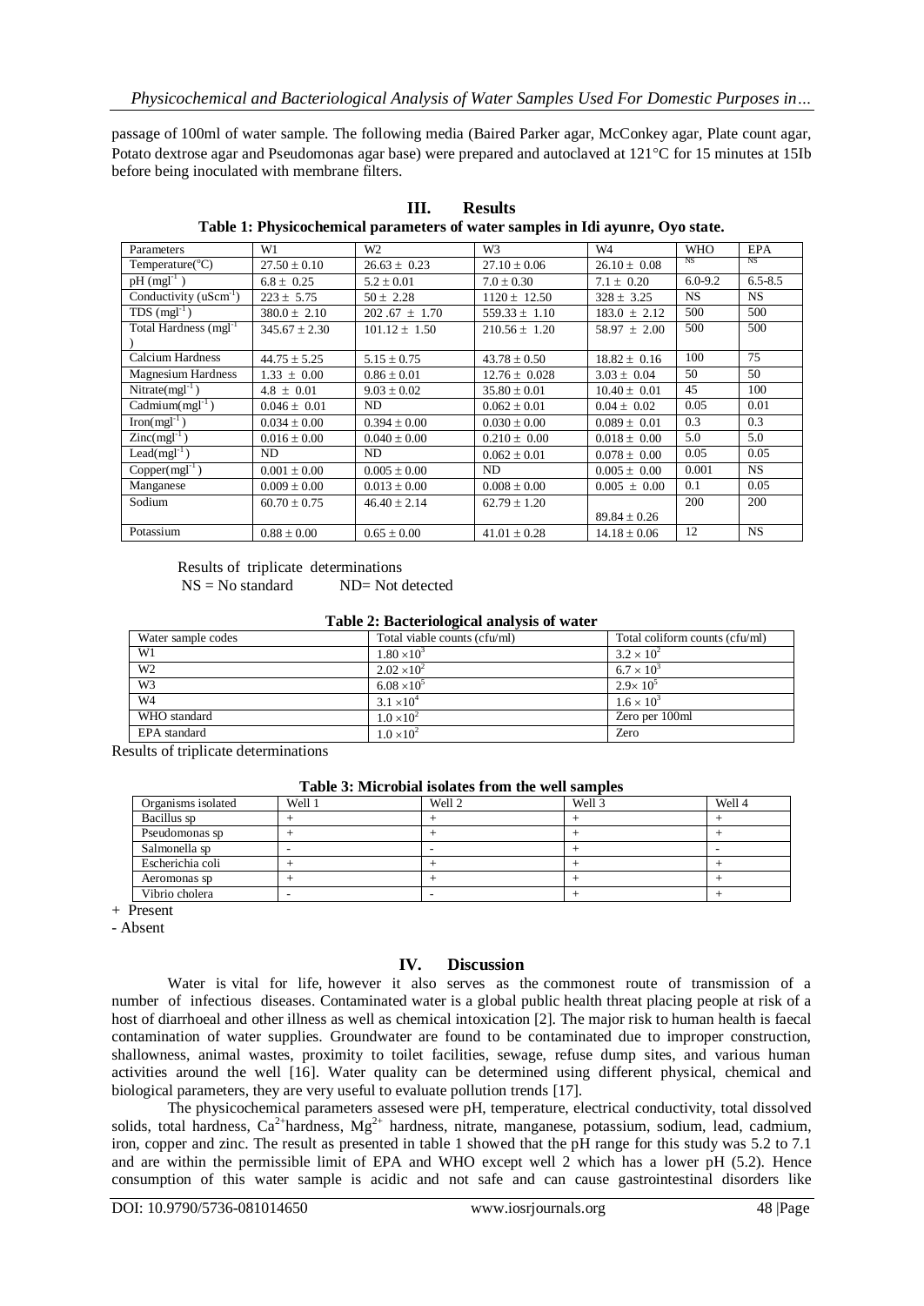passage of 100ml of water sample. The following media (Baired Parker agar, McConkey agar, Plate count agar, Potato dextrose agar and Pseudomonas agar base) were prepared and autoclaved at 121°C for 15 minutes at 15Ib before being inoculated with membrane filters.

## III. Results

**Table 1: Physicochemical parameters of water samples in Idi ayunre, Oyo state.**

| Parameters | W1 | W2 | W3 | W4 | WHO | EPA |
|---|---|---|---|---|---|---|
| Temperature(°C) | $27.50 \pm 0.10$ | $26.63 \pm 0.23$ | $27.10 \pm 0.06$ | $26.10 \pm 0.08$ | NS | NS |
| pH ($mgl^{-1}$) | $6.8 \pm 0.25$ | $5.2 \pm 0.01$ | $7.0 \pm 0.30$ | $7.1 \pm 0.20$ | 6.0-9.2 | 6.5-8.5 |
| Conductivity ($uScm^{-1}$) | $223 \pm 5.75$ | $50 \pm 2.28$ | $1120 \pm 12.50$ | $328 \pm 3.25$ | NS | NS |
| TDS ($mgl^{-1}$) | $380.0 \pm 2.10$ | $202.67 \pm 1.70$ | $559.33 \pm 1.10$ | $183.0 \pm 2.12$ | 500 | 500 |
| Total Hardness ($mgl^{-1}$) | $345.67 \pm 2.30$ | $101.12 \pm 1.50$ | $210.56 \pm 1.20$ | $58.97 \pm 2.00$ | 500 | 500 |
| Calcium Hardness | $44.75 \pm 5.25$ | $5.15 \pm 0.75$ | $43.78 \pm 0.50$ | $18.82 \pm 0.16$ | 100 | 75 |
| Magnesium Hardness | $1.33 \pm 0.00$ | $0.86 \pm 0.01$ | $12.76 \pm 0.028$ | $3.03 \pm 0.04$ | 50 | 50 |
| Nitrate($mgl^{-1}$) | $4.8 \pm 0.01$ | $9.03 \pm 0.02$ | $35.80 \pm 0.01$ | $10.40 \pm 0.01$ | 45 | 100 |
| Cadmium($mgl^{-1}$) | $0.046 \pm 0.01$ | ND | $0.062 \pm 0.01$ | $0.04 \pm 0.02$ | 0.05 | 0.01 |
| Iron($mgl^{-1}$) | $0.034 \pm 0.00$ | $0.394 \pm 0.00$ | $0.030 \pm 0.00$ | $0.089 \pm 0.01$ | 0.3 | 0.3 |
| Zinc($mgl^{-1}$) | $0.016 \pm 0.00$ | $0.040 \pm 0.00$ | $0.210 \pm 0.00$ | $0.018 \pm 0.00$ | 5.0 | 5.0 |
| Lead($mgl^{-1}$) | ND | ND | $0.062 \pm 0.01$ | $0.078 \pm 0.00$ | 0.05 | 0.05 |
| Copper($mgl^{-1}$) | $0.001 \pm 0.00$ | $0.005 \pm 0.00$ | ND | $0.005 \pm 0.00$ | 0.001 | NS |
| Manganese | $0.009 \pm 0.00$ | $0.013 \pm 0.00$ | $0.008 \pm 0.00$ | $0.005 \pm 0.00$ | 0.1 | 0.05 |
| Sodium | $60.70 \pm 0.75$ | $46.40 \pm 2.14$ | $62.79 \pm 1.20$ | $89.84 \pm 0.26$ | 200 | 200 |
| Potassium | $0.88 \pm 0.00$ | $0.65 \pm 0.00$ | $41.01 \pm 0.28$ | $14.18 \pm 0.06$ | 12 | NS |

Results of triplicate determinations
NS = No standard ND= Not detected

**Table 2: Bacteriological analysis of water**

| Water sample codes | Total viable counts (cfu/ml) | Total coliform counts (cfu/ml) |
|---|---|---|
| W1 | $1.80 \times 10^3$ | $3.2 \times 10^2$ |
| W2 | $2.02 \times 10^2$ | $6.7 \times 10^3$ |
| W3 | $6.08 \times 10^5$ | $2.9 \times 10^5$ |
| W4 | $3.1 \times 10^4$ | $1.6 \times 10^3$ |
| WHO standard | $1.0 \times 10^2$ | Zero per 100ml |
| EPA standard | $1.0 \times 10^2$ | Zero |

Results of triplicate determinations

**Table 3: Microbial isolates from the well samples**

| Organisms isolated | Well 1 | Well 2 | Well 3 | Well 4 |
|---|---|---|---|---|
| Bacillus sp | + | + | + | + |
| Pseudomonas sp | + | + | + | + |
| Salmonella sp | - | - | + | - |
| Escherichia coli | + | + | + | + |
| Aeromonas sp | + | + | + | + |
| Vibrio cholera | - | - | + | + |

+ Present
- Absent

## IV. Discussion

Water is vital for life, however it also serves as the commonest route of transmission of a number of infectious diseases. Contaminated water is a global public health threat placing people at risk of a host of diarrhoeal and other illness as well as chemical intoxication [2]. The major risk to human health is faecal contamination of water supplies. Groundwater are found to be contaminated due to improper construction, shallowness, animal wastes, proximity to toilet facilities, sewage, refuse dump sites, and various human activities around the well [16]. Water quality can be determined using different physical, chemical and biological parameters, they are very useful to evaluate pollution trends [17].

The physicochemical parameters assesed were pH, temperature, electrical conductivity, total dissolved solids, total hardness, $Ca^{2+}$hardness, $Mg^{2+}$ hardness, nitrate, manganese, potassium, sodium, lead, cadmium, iron, copper and zinc. The result as presented in table 1 showed that the pH range for this study was 5.2 to 7.1 and are within the permissible limit of EPA and WHO except well 2 which has a lower pH (5.2). Hence consumption of this water sample is acidic and not safe and can cause gastrointestinal disorders like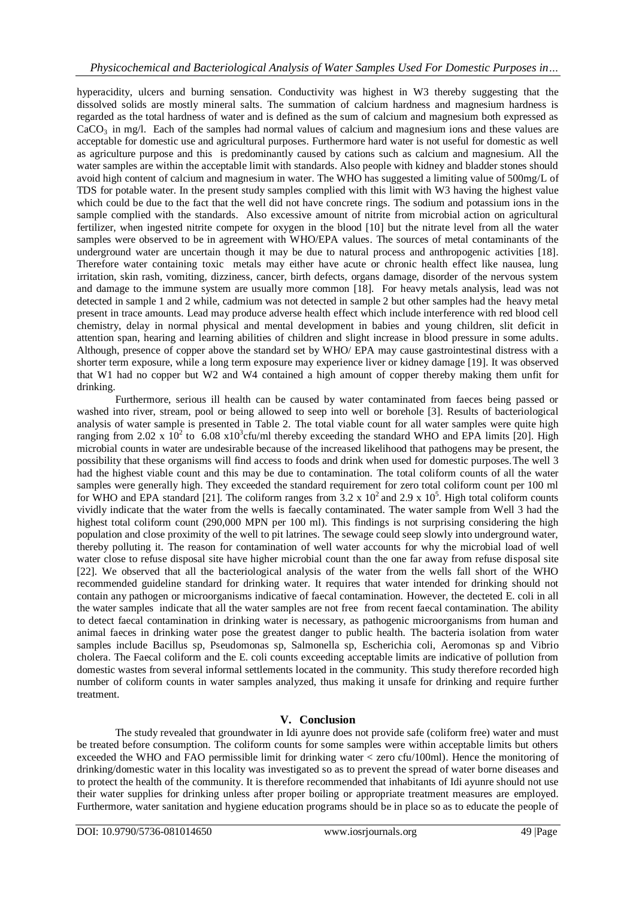hyperacidity, ulcers and burning sensation. Conductivity was highest in W3 thereby suggesting that the dissolved solids are mostly mineral salts. The summation of calcium hardness and magnesium hardness is regarded as the total hardness of water and is defined as the sum of calcium and magnesium both expressed as $CaCO_3$ in mg/l. Each of the samples had normal values of calcium and magnesium ions and these values are acceptable for domestic use and agricultural purposes. Furthermore hard water is not useful for domestic as well as agriculture purpose and this is predominantly caused by cations such as calcium and magnesium. All the water samples are within the acceptable limit with standards. Also people with kidney and bladder stones should avoid high content of calcium and magnesium in water. The WHO has suggested a limiting value of 500mg/L of TDS for potable water. In the present study samples complied with this limit with W3 having the highest value which could be due to the fact that the well did not have concrete rings. The sodium and potassium ions in the sample complied with the standards. Also excessive amount of nitrite from microbial action on agricultural fertilizer, when ingested nitrite compete for oxygen in the blood [10] but the nitrate level from all the water samples were observed to be in agreement with WHO/EPA values. The sources of metal contaminants of the underground water are uncertain though it may be due to natural process and anthropogenic activities [18]. Therefore water containing toxic metals may either have acute or chronic health effect like nausea, lung irritation, skin rash, vomiting, dizziness, cancer, birth defects, organs damage, disorder of the nervous system and damage to the immune system are usually more common [18]. For heavy metals analysis, lead was not detected in sample 1 and 2 while, cadmium was not detected in sample 2 but other samples had the heavy metal present in trace amounts. Lead may produce adverse health effect which include interference with red blood cell chemistry, delay in normal physical and mental development in babies and young children, slit deficit in attention span, hearing and learning abilities of children and slight increase in blood pressure in some adults. Although, presence of copper above the standard set by WHO/ EPA may cause gastrointestinal distress with a shorter term exposure, while a long term exposure may experience liver or kidney damage [19]. It was observed that W1 had no copper but W2 and W4 contained a high amount of copper thereby making them unfit for drinking.

Furthermore, serious ill health can be caused by water contaminated from faeces being passed or washed into river, stream, pool or being allowed to seep into well or borehole [3]. Results of bacteriological analysis of water sample is presented in Table 2. The total viable count for all water samples were quite high ranging from $2.02 \times 10^2$ to $6.08 \times 10^3$cfu/ml thereby exceeding the standard WHO and EPA limits [20]. High microbial counts in water are undesirable because of the increased likelihood that pathogens may be present, the possibility that these organisms will find access to foods and drink when used for domestic purposes.The well 3 had the highest viable count and this may be due to contamination. The total coliform counts of all the water samples were generally high. They exceeded the standard requirement for zero total coliform count per 100 ml for WHO and EPA standard [21]. The coliform ranges from $3.2 \times 10^2$ and $2.9 \times 10^5$. High total coliform counts vividly indicate that the water from the wells is faecally contaminated. The water sample from Well 3 had the highest total coliform count (290,000 MPN per 100 ml). This findings is not surprising considering the high population and close proximity of the well to pit latrines. The sewage could seep slowly into underground water, thereby polluting it. The reason for contamination of well water accounts for why the microbial load of well water close to refuse disposal site have higher microbial count than the one far away from refuse disposal site [22]. We observed that all the bacteriological analysis of the water from the wells fall short of the WHO recommended guideline standard for drinking water. It requires that water intended for drinking should not contain any pathogen or microorganisms indicative of faecal contamination. However, the decteted E. coli in all the water samples indicate that all the water samples are not free from recent faecal contamination. The ability to detect faecal contamination in drinking water is necessary, as pathogenic microorganisms from human and animal faeces in drinking water pose the greatest danger to public health. The bacteria isolation from water samples include Bacillus sp, Pseudomonas sp, Salmonella sp, Escherichia coli, Aeromonas sp and Vibrio cholera. The Faecal coliform and the E. coli counts exceeding acceptable limits are indicative of pollution from domestic wastes from several informal settlements located in the community. This study therefore recorded high number of coliform counts in water samples analyzed, thus making it unsafe for drinking and require further treatment.

## V. Conclusion

The study revealed that groundwater in Idi ayunre does not provide safe (coliform free) water and must be treated before consumption. The coliform counts for some samples were within acceptable limits but others exceeded the WHO and FAO permissible limit for drinking water < zero cfu/100ml). Hence the monitoring of drinking/domestic water in this locality was investigated so as to prevent the spread of water borne diseases and to protect the health of the community. It is therefore recommended that inhabitants of Idi ayunre should not use their water supplies for drinking unless after proper boiling or appropriate treatment measures are employed. Furthermore, water sanitation and hygiene education programs should be in place so as to educate the people of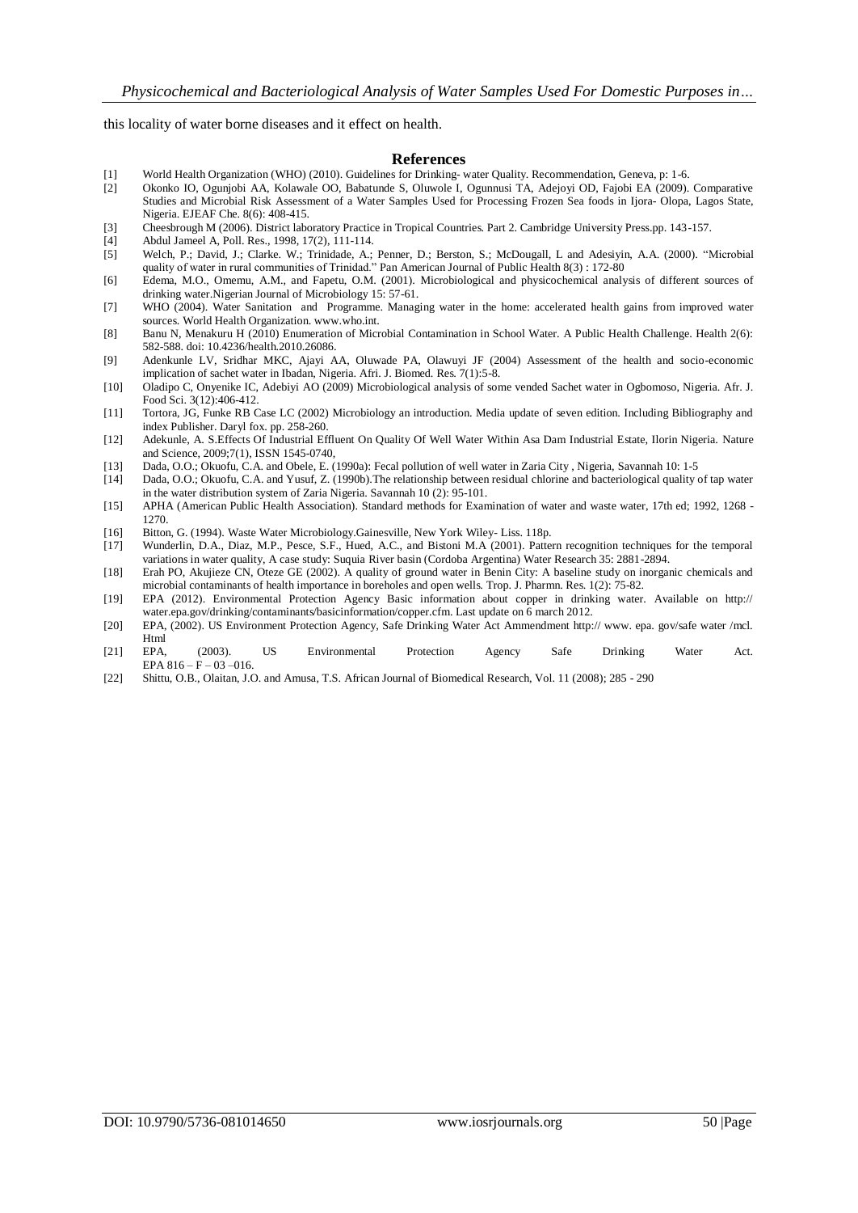this locality of water borne diseases and it effect on health.

## References

[1] World Health Organization (WHO) (2010). Guidelines for Drinking- water Quality. Recommendation, Geneva, p: 1-6.

[2] Okonko IO, Ogunjobi AA, Kolawale OO, Babatunde S, Oluwole I, Ogunnusi TA, Adejoyi OD, Fajobi EA (2009). Comparative Studies and Microbial Risk Assessment of a Water Samples Used for Processing Frozen Sea foods in Ijora- Olopa, Lagos State, Nigeria. EJEAF Che. 8(6): 408-415.

[3] Cheesbrough M (2006). District laboratory Practice in Tropical Countries. Part 2. Cambridge University Press.pp. 143-157.

[4] Abdul Jameel A, Poll. Res., 1998, 17(2), 111-114.

[5] Welch, P.; David, J.; Clarke. W.; Trinidade, A.; Penner, D.; Berston, S.; McDougall, L and Adesiyin, A.A. (2000). "Microbial quality of water in rural communities of Trinidad." Pan American Journal of Public Health 8(3) : 172-80

[6] Edema, M.O., Omemu, A.M., and Fapetu, O.M. (2001). Microbiological and physicochemical analysis of different sources of drinking water.Nigerian Journal of Microbiology 15: 57-61.

[7] WHO (2004). Water Sanitation and Programme. Managing water in the home: accelerated health gains from improved water sources. World Health Organization. www.who.int.

[8] Banu N, Menakuru H (2010) Enumeration of Microbial Contamination in School Water. A Public Health Challenge. Health 2(6): 582-588. doi: 10.4236/health.2010.26086.

[9] Adenkunle LV, Sridhar MKC, Ajayi AA, Oluwade PA, Olawuyi JF (2004) Assessment of the health and socio-economic implication of sachet water in Ibadan, Nigeria. Afri. J. Biomed. Res. 7(1):5-8.

[10] Oladipo C, Onyenike IC, Adebiyi AO (2009) Microbiological analysis of some vended Sachet water in Ogbomoso, Nigeria. Afr. J. Food Sci. 3(12):406-412.

[11] Tortora, JG, Funke RB Case LC (2002) Microbiology an introduction. Media update of seven edition. Including Bibliography and index Publisher. Daryl fox. pp. 258-260.

[12] Adekunle, A. S.Effects Of Industrial Effluent On Quality Of Well Water Within Asa Dam Industrial Estate, Ilorin Nigeria. Nature and Science, 2009;7(1), ISSN 1545-0740,

[13] Dada, O.O.; Okuofu, C.A. and Obele, E. (1990a): Fecal pollution of well water in Zaria City , Nigeria, Savannah 10: 1-5

[14] Dada, O.O.; Okuofu, C.A. and Yusuf, Z. (1990b).The relationship between residual chlorine and bacteriological quality of tap water in the water distribution system of Zaria Nigeria. Savannah 10 (2): 95-101.

[15] APHA (American Public Health Association). Standard methods for Examination of water and waste water, 17th ed; 1992, 1268 - 1270.

[16] Bitton, G. (1994). Waste Water Microbiology.Gainesville, New York Wiley- Liss. 118p.

[17] Wunderlin, D.A., Diaz, M.P., Pesce, S.F., Hued, A.C., and Bistoni M.A (2001). Pattern recognition techniques for the temporal variations in water quality, A case study: Suquia River basin (Cordoba Argentina) Water Research 35: 2881-2894.

[18] Erah PO, Akujieze CN, Oteze GE (2002). A quality of ground water in Benin City: A baseline study on inorganic chemicals and microbial contaminants of health importance in boreholes and open wells. Trop. J. Pharmn. Res. 1(2): 75-82.

[19] EPA (2012). Environmental Protection Agency Basic information about copper in drinking water. Available on http:// water.epa.gov/drinking/contaminants/basicinformation/copper.cfm. Last update on 6 march 2012.

[20] EPA, (2002). US Environment Protection Agency, Safe Drinking Water Act Ammendment http:// www. epa. gov/safe water /mcl. Html

[21] EPA, (2003). US Environmental Protection Agency Safe Drinking Water Act. EPA 816 – F – 03 –016.

[22] Shittu, O.B., Olaitan, J.O. and Amusa, T.S. African Journal of Biomedical Research, Vol. 11 (2008); 285 - 290